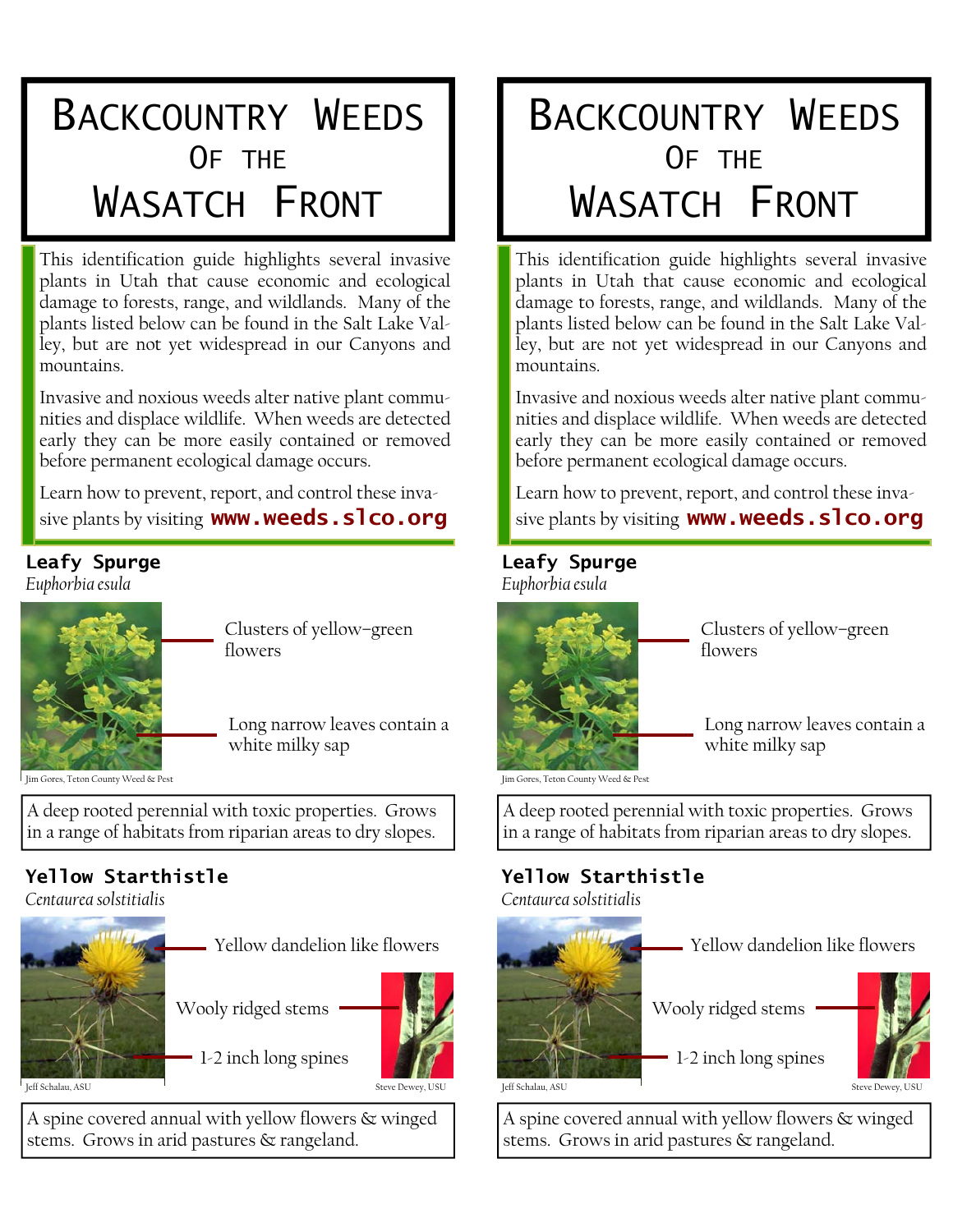# Backcountry Weeds of the Wasatch Front

This identification guide highlights several invasive plants in Utah that cause economic and ecological damage to forests, range, and wildlands. Many of the plants listed below can be found in the Salt Lake Valley, but are not yet widespread in our Canyons and mountains.

Invasive and noxious weeds alter native plant communities and displace wildlife. When weeds are detected early they can be more easily contained or removed before permanent ecological damage occurs.

Learn how to prevent, report, and control these invasive plants by visiting **www.weeds.slco.org**

## Leafy Spurge

*Euphorbia esula*

Clusters of yellow-green flowers

Long narrow leaves contain a white milky sap

Jim Gores, Teton County Weed & Pest

A deep rooted perennial with toxic properties. Grows in a range of habitats from riparian areas to dry slopes.

## Yellow Starthistle

*Centaurea solstitialis*

Yellow dandelion like flowers

Wooly ridged stems

1-2 inch long spines

Jeff Schalau, ASU

Steve Dewey, USU

A spine covered annual with yellow flowers & winged stems. Grows in arid pastures & rangeland.

# Backcountry Weeds of the Wasatch Front

This identification guide highlights several invasive plants in Utah that cause economic and ecological damage to forests, range, and wildlands. Many of the plants listed below can be found in the Salt Lake Valley, but are not yet widespread in our Canyons and mountains.

Invasive and noxious weeds alter native plant communities and displace wildlife. When weeds are detected early they can be more easily contained or removed before permanent ecological damage occurs.

Learn how to prevent, report, and control these invasive plants by visiting **www.weeds.slco.org**

## Leafy Spurge

*Euphorbia esula*

Clusters of yellow-green flowers

Long narrow leaves contain a white milky sap

Jim Gores, Teton County Weed & Pest

A deep rooted perennial with toxic properties. Grows in a range of habitats from riparian areas to dry slopes.

## Yellow Starthistle

*Centaurea solstitialis*

Yellow dandelion like flowers

Wooly ridged stems

1-2 inch long spines

Jeff Schalau, ASU

Steve Dewey, USU

A spine covered annual with yellow flowers & winged stems. Grows in arid pastures & rangeland.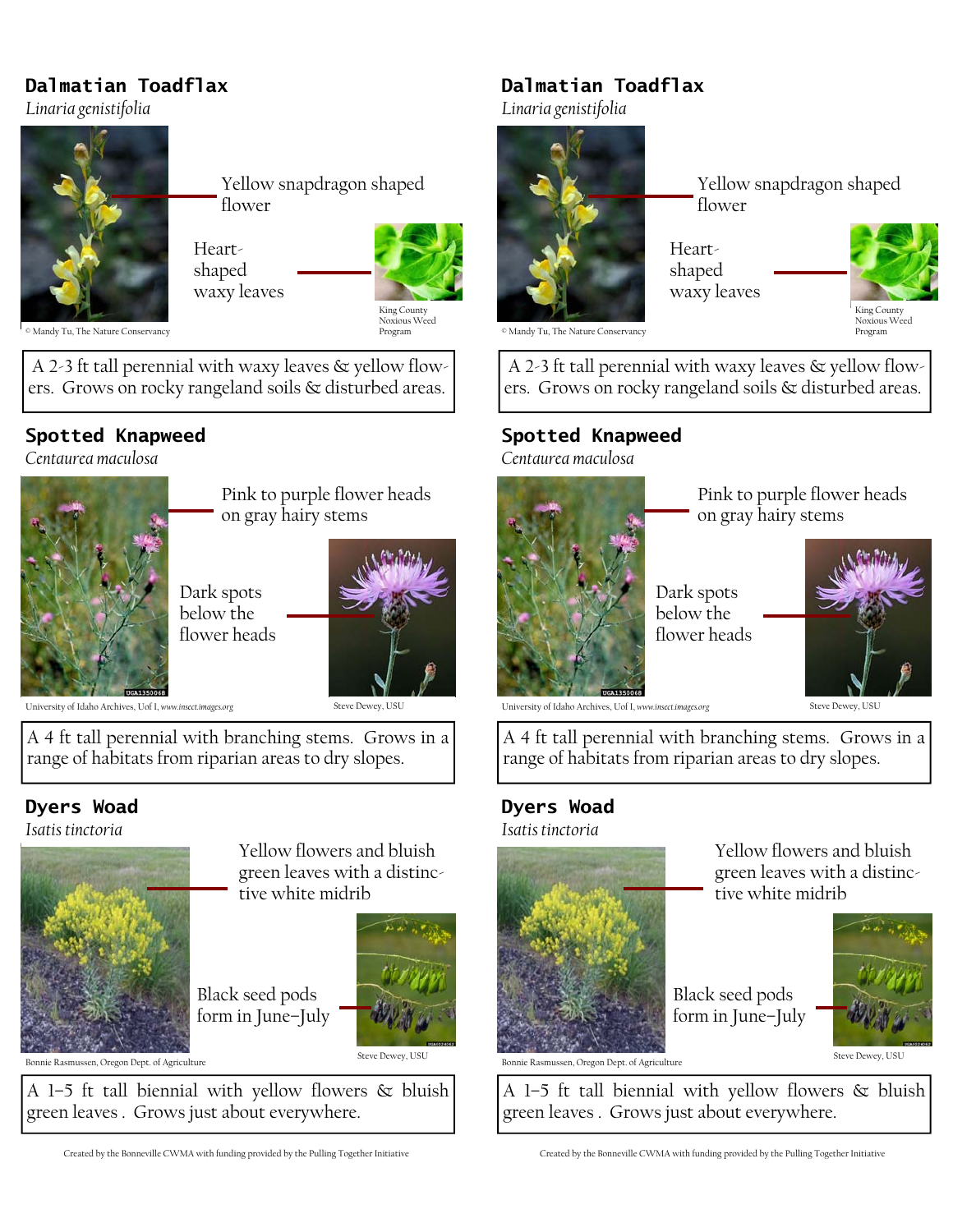## Dalmatian Toadflax

*Linaria genistifolia*

Yellow snapdragon shaped flower

Heart-shaped waxy leaves

© Mandy Tu, The Nature Conservancy

King County Noxious Weed Program

A 2-3 ft tall perennial with waxy leaves & yellow flowers. Grows on rocky rangeland soils & disturbed areas.

## Spotted Knapweed

*Centaurea maculosa*

Pink to purple flower heads on gray hairy stems

Dark spots below the flower heads

University of Idaho Archives, U of I, www.insect.images.org

Steve Dewey, USU

A 4 ft tall perennial with branching stems. Grows in a range of habitats from riparian areas to dry slopes.

## Dyers Woad

*Isatis tinctoria*

Yellow flowers and bluish green leaves with a distinctive white midrib

Black seed pods form in June–July

Bonnie Rasmussen, Oregon Dept. of Agriculture

Steve Dewey, USU

A 1–5 ft tall biennial with yellow flowers & bluish green leaves . Grows just about everywhere.

Created by the Bonneville CWMA with funding provided by the Pulling Together Initiative

## Dalmatian Toadflax

*Linaria genistifolia*

Yellow snapdragon shaped flower

Heart-shaped waxy leaves

© Mandy Tu, The Nature Conservancy

King County Noxious Weed Program

A 2-3 ft tall perennial with waxy leaves & yellow flowers. Grows on rocky rangeland soils & disturbed areas.

## Spotted Knapweed

*Centaurea maculosa*

Pink to purple flower heads on gray hairy stems

Dark spots below the flower heads

University of Idaho Archives, U of I, www.insect.images.org

Steve Dewey, USU

A 4 ft tall perennial with branching stems. Grows in a range of habitats from riparian areas to dry slopes.

## Dyers Woad

*Isatis tinctoria*

Yellow flowers and bluish green leaves with a distinctive white midrib

Black seed pods form in June–July

Bonnie Rasmussen, Oregon Dept. of Agriculture

Steve Dewey, USU

A 1–5 ft tall biennial with yellow flowers & bluish green leaves . Grows just about everywhere.

Created by the Bonneville CWMA with funding provided by the Pulling Together Initiative